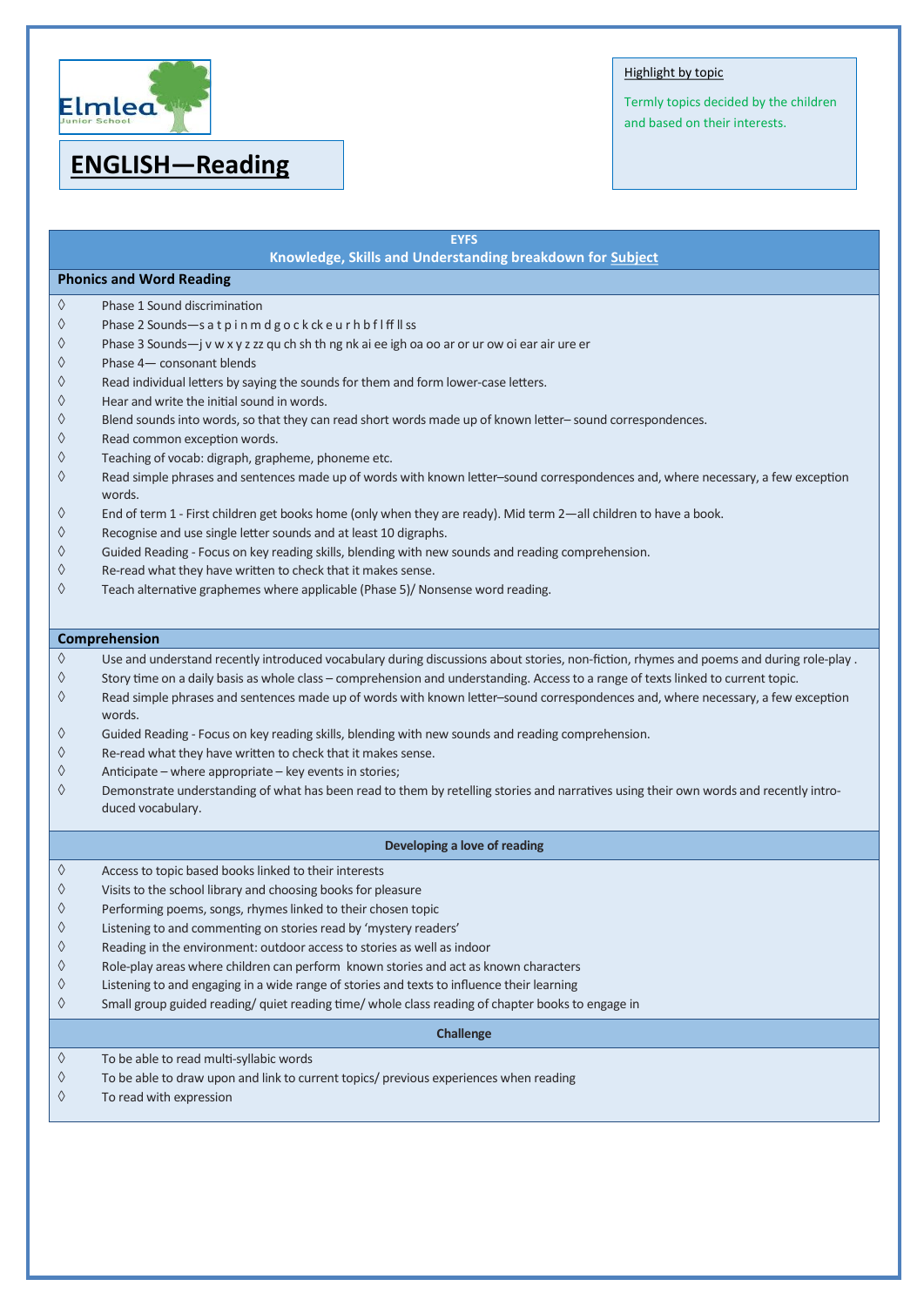Elmlea
Junior School

# ENGLISH—Reading

Highlight by topic

Termly topics decided by the children and based on their interests.

## EYFS

### Knowledge, Skills and Understanding breakdown for Subject

### Phonics and Word Reading

- Phase 1 Sound discrimination
- Phase 2 Sounds—s a t p i n m d g o c k ck e u r h b f l ff ll ss
- Phase 3 Sounds—j v w x y z zz qu ch sh th ng nk ai ee igh oa oo ar or ur ow oi ear air ure er
- Phase 4— consonant blends
- Read individual letters by saying the sounds for them and form lower-case letters.
- Hear and write the initial sound in words.
- Blend sounds into words, so that they can read short words made up of known letter– sound correspondences.
- Read common exception words.
- Teaching of vocab: digraph, grapheme, phoneme etc.
- Read simple phrases and sentences made up of words with known letter–sound correspondences and, where necessary, a few exception words.
- End of term 1 - First children get books home (only when they are ready). Mid term 2—all children to have a book.
- Recognise and use single letter sounds and at least 10 digraphs.
- Guided Reading - Focus on key reading skills, blending with new sounds and reading comprehension.
- Re-read what they have written to check that it makes sense.
- Teach alternative graphemes where applicable (Phase 5)/ Nonsense word reading.

### Comprehension

- Use and understand recently introduced vocabulary during discussions about stories, non-fiction, rhymes and poems and during role-play .
- Story time on a daily basis as whole class – comprehension and understanding. Access to a range of texts linked to current topic.
- Read simple phrases and sentences made up of words with known letter–sound correspondences and, where necessary, a few exception words.
- Guided Reading - Focus on key reading skills, blending with new sounds and reading comprehension.
- Re-read what they have written to check that it makes sense.
- Anticipate – where appropriate – key events in stories;
- Demonstrate understanding of what has been read to them by retelling stories and narratives using their own words and recently introduced vocabulary.

### Developing a love of reading

- Access to topic based books linked to their interests
- Visits to the school library and choosing books for pleasure
- Performing poems, songs, rhymes linked to their chosen topic
- Listening to and commenting on stories read by 'mystery readers'
- Reading in the environment: outdoor access to stories as well as indoor
- Role-play areas where children can perform known stories and act as known characters
- Listening to and engaging in a wide range of stories and texts to influence their learning
- Small group guided reading/ quiet reading time/ whole class reading of chapter books to engage in

### Challenge

- To be able to read multi-syllabic words
- To be able to draw upon and link to current topics/ previous experiences when reading
- To read with expression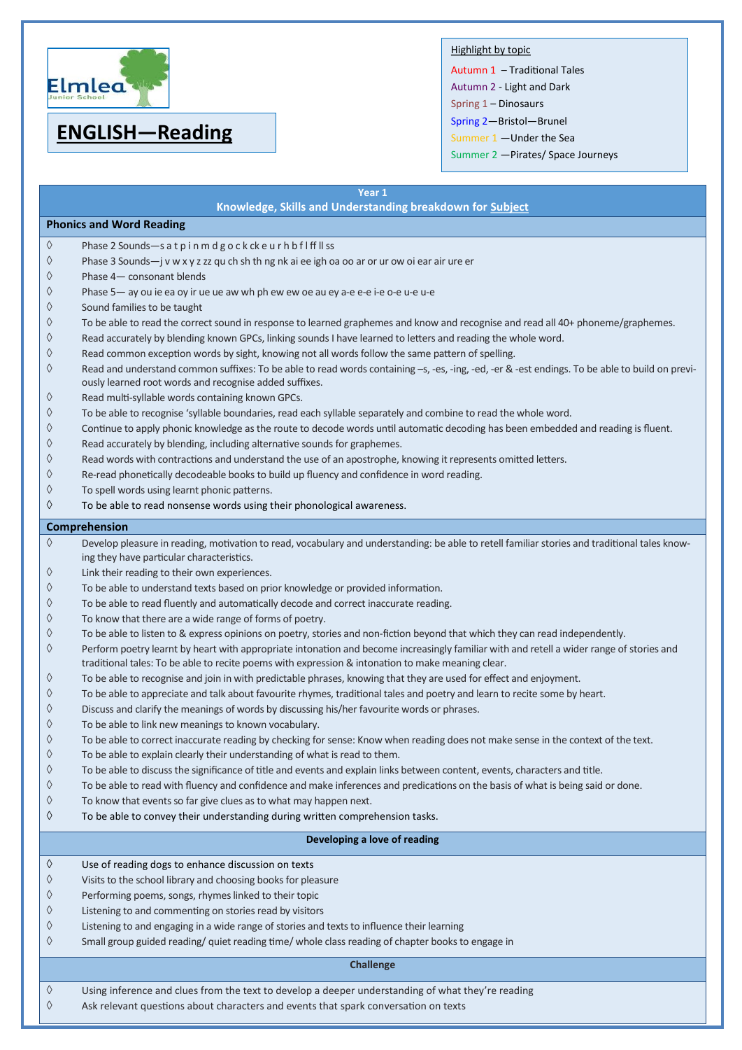Elmlea Junior School

# ENGLISH—Reading

Highlight by topic

Autumn 1 – Traditional Tales
Autumn 2 - Light and Dark
Spring 1 – Dinosaurs
Spring 2—Bristol—Brunel
Summer 1 —Under the Sea
Summer 2 —Pirates/ Space Journeys

## Year 1

### Knowledge, Skills and Understanding breakdown for Subject

### Phonics and Word Reading

- Phase 2 Sounds—s a t p i n m d g o c k ck e u r h b f l ff ll ss
- Phase 3 Sounds—j v w x y z zz qu ch sh th ng nk ai ee igh oa oo ar or ur ow oi ear air ure er
- Phase 4— consonant blends
- Phase 5— ay ou ie ea oy ir ue ue aw wh ph ew ew oe au ey a-e e-e i-e o-e u-e u-e
- Sound families to be taught
- To be able to read the correct sound in response to learned graphemes and know and recognise and read all 40+ phoneme/graphemes.
- Read accurately by blending known GPCs, linking sounds I have learned to letters and reading the whole word.
- Read common exception words by sight, knowing not all words follow the same pattern of spelling.
- Read and understand common suffixes: To be able to read words containing –s, -es, -ing, -ed, -er & -est endings. To be able to build on previously learned root words and recognise added suffixes.
- Read multi-syllable words containing known GPCs.
- To be able to recognise 'syllable boundaries, read each syllable separately and combine to read the whole word.
- Continue to apply phonic knowledge as the route to decode words until automatic decoding has been embedded and reading is fluent.
- Read accurately by blending, including alternative sounds for graphemes.
- Read words with contractions and understand the use of an apostrophe, knowing it represents omitted letters.
- Re-read phonetically decodeable books to build up fluency and confidence in word reading.
- To spell words using learnt phonic patterns.
- To be able to read nonsense words using their phonological awareness.

### Comprehension

- Develop pleasure in reading, motivation to read, vocabulary and understanding: be able to retell familiar stories and traditional tales knowing they have particular characteristics.
- Link their reading to their own experiences.
- To be able to understand texts based on prior knowledge or provided information.
- To be able to read fluently and automatically decode and correct inaccurate reading.
- To know that there are a wide range of forms of poetry.
- To be able to listen to & express opinions on poetry, stories and non-fiction beyond that which they can read independently.
- Perform poetry learnt by heart with appropriate intonation and become increasingly familiar with and retell a wider range of stories and traditional tales: To be able to recite poems with expression & intonation to make meaning clear.
- To be able to recognise and join in with predictable phrases, knowing that they are used for effect and enjoyment.
- To be able to appreciate and talk about favourite rhymes, traditional tales and poetry and learn to recite some by heart.
- Discuss and clarify the meanings of words by discussing his/her favourite words or phrases.
- To be able to link new meanings to known vocabulary.
- To be able to correct inaccurate reading by checking for sense: Know when reading does not make sense in the context of the text.
- To be able to explain clearly their understanding of what is read to them.
- To be able to discuss the significance of title and events and explain links between content, events, characters and title.
- To be able to read with fluency and confidence and make inferences and predications on the basis of what is being said or done.
- To know that events so far give clues as to what may happen next.
- To be able to convey their understanding during written comprehension tasks.

### Developing a love of reading

- Use of reading dogs to enhance discussion on texts
- Visits to the school library and choosing books for pleasure
- Performing poems, songs, rhymes linked to their topic
- Listening to and commenting on stories read by visitors
- Listening to and engaging in a wide range of stories and texts to influence their learning
- Small group guided reading/ quiet reading time/ whole class reading of chapter books to engage in

### Challenge

- Using inference and clues from the text to develop a deeper understanding of what they're reading
- Ask relevant questions about characters and events that spark conversation on texts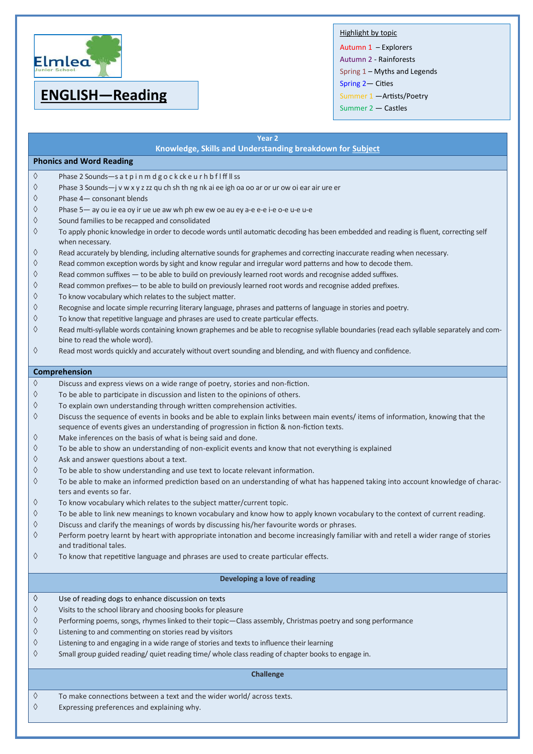Elmlea Junior School

# ENGLISH—Reading

Highlight by topic

Autumn 1 – Explorers
Autumn 2 - Rainforests
Spring 1 – Myths and Legends
Spring 2— Cities
Summer 1 —Artists/Poetry
Summer 2 — Castles

## Year 2

### Knowledge, Skills and Understanding breakdown for Subject

### Phonics and Word Reading

- Phase 2 Sounds—s a t p i n m d g o c k ck e u r h b f l ff ll ss
- Phase 3 Sounds—j v w x y z zz qu ch sh th ng nk ai ee igh oa oo ar or ur ow oi ear air ure er
- Phase 4— consonant blends
- Phase 5— ay ou ie ea oy ir ue ue aw wh ph ew ew oe au ey a-e e-e i-e o-e u-e u-e
- Sound families to be recapped and consolidated
- To apply phonic knowledge in order to decode words until automatic decoding has been embedded and reading is fluent, correcting self when necessary.
- Read accurately by blending, including alternative sounds for graphemes and correcting inaccurate reading when necessary.
- Read common exception words by sight and know regular and irregular word patterns and how to decode them.
- Read common suffixes — to be able to build on previously learned root words and recognise added suffixes.
- Read common prefixes— to be able to build on previously learned root words and recognise added prefixes.
- To know vocabulary which relates to the subject matter.
- Recognise and locate simple recurring literary language, phrases and patterns of language in stories and poetry.
- To know that repetitive language and phrases are used to create particular effects.
- Read multi-syllable words containing known graphemes and be able to recognise syllable boundaries (read each syllable separately and combine to read the whole word).
- Read most words quickly and accurately without overt sounding and blending, and with fluency and confidence.

### Comprehension

- Discuss and express views on a wide range of poetry, stories and non-fiction.
- To be able to participate in discussion and listen to the opinions of others.
- To explain own understanding through written comprehension activities.
- Discuss the sequence of events in books and be able to explain links between main events/ items of information, knowing that the sequence of events gives an understanding of progression in fiction & non-fiction texts.
- Make inferences on the basis of what is being said and done.
- To be able to show an understanding of non-explicit events and know that not everything is explained
- Ask and answer questions about a text.
- To be able to show understanding and use text to locate relevant information.
- To be able to make an informed prediction based on an understanding of what has happened taking into account knowledge of characters and events so far.
- To know vocabulary which relates to the subject matter/current topic.
- To be able to link new meanings to known vocabulary and know how to apply known vocabulary to the context of current reading.
- Discuss and clarify the meanings of words by discussing his/her favourite words or phrases.
- Perform poetry learnt by heart with appropriate intonation and become increasingly familiar with and retell a wider range of stories and traditional tales.
- To know that repetitive language and phrases are used to create particular effects.

### Developing a love of reading

- Use of reading dogs to enhance discussion on texts
- Visits to the school library and choosing books for pleasure
- Performing poems, songs, rhymes linked to their topic—Class assembly, Christmas poetry and song performance
- Listening to and commenting on stories read by visitors
- Listening to and engaging in a wide range of stories and texts to influence their learning
- Small group guided reading/ quiet reading time/ whole class reading of chapter books to engage in.

### Challenge

- To make connections between a text and the wider world/ across texts.
- Expressing preferences and explaining why.